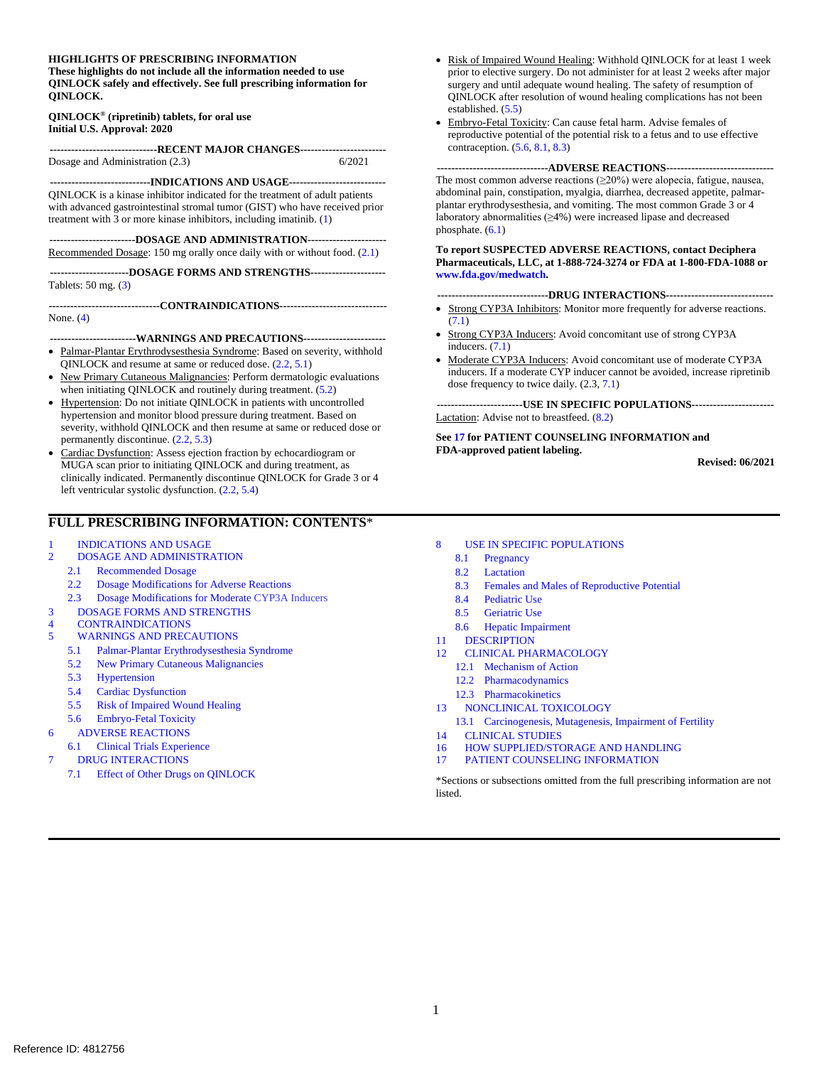**HIGHLIGHTS OF PRESCRIBING INFORMATION**
**These highlights do not include all the information needed to use QINLOCK safely and effectively. See full prescribing information for QINLOCK.**

**QINLOCK® (ripretinib) tablets, for oral use**
**Initial U.S. Approval: 2020**

**---RECENT MAJOR CHANGES---**

Dosage and Administration (2.3) 6/2021

**---INDICATIONS AND USAGE---**

QINLOCK is a kinase inhibitor indicated for the treatment of adult patients with advanced gastrointestinal stromal tumor (GIST) who have received prior treatment with 3 or more kinase inhibitors, including imatinib. (1)

**---DOSAGE AND ADMINISTRATION---**

Recommended Dosage: 150 mg orally once daily with or without food. (2.1)

**---DOSAGE FORMS AND STRENGTHS---**

Tablets: 50 mg. (3)

**---CONTRAINDICATIONS---**

None. (4)

**---WARNINGS AND PRECAUTIONS---**

- Palmar-Plantar Erythrodysesthesia Syndrome: Based on severity, withhold QINLOCK and resume at same or reduced dose. (2.2, 5.1)
- New Primary Cutaneous Malignancies: Perform dermatologic evaluations when initiating QINLOCK and routinely during treatment. (5.2)
- Hypertension: Do not initiate QINLOCK in patients with uncontrolled hypertension and monitor blood pressure during treatment. Based on severity, withhold QINLOCK and then resume at same or reduced dose or permanently discontinue. (2.2, 5.3)
- Cardiac Dysfunction: Assess ejection fraction by echocardiogram or MUGA scan prior to initiating QINLOCK and during treatment, as clinically indicated. Permanently discontinue QINLOCK for Grade 3 or 4 left ventricular systolic dysfunction. (2.2, 5.4)
- Risk of Impaired Wound Healing: Withhold QINLOCK for at least 1 week prior to elective surgery. Do not administer for at least 2 weeks after major surgery and until adequate wound healing. The safety of resumption of QINLOCK after resolution of wound healing complications has not been established. (5.5)
- Embryo-Fetal Toxicity: Can cause fetal harm. Advise females of reproductive potential of the potential risk to a fetus and to use effective contraception. (5.6, 8.1, 8.3)

**---ADVERSE REACTIONS---**

The most common adverse reactions (≥20%) were alopecia, fatigue, nausea, abdominal pain, constipation, myalgia, diarrhea, decreased appetite, palmar-plantar erythrodysesthesia, and vomiting. The most common Grade 3 or 4 laboratory abnormalities (≥4%) were increased lipase and decreased phosphate. (6.1)

**To report SUSPECTED ADVERSE REACTIONS, contact Deciphera Pharmaceuticals, LLC, at 1-888-724-3274 or FDA at 1-800-FDA-1088 or www.fda.gov/medwatch.**

**---DRUG INTERACTIONS---**

- Strong CYP3A Inhibitors: Monitor more frequently for adverse reactions. (7.1)
- Strong CYP3A Inducers: Avoid concomitant use of strong CYP3A inducers. (7.1)
- Moderate CYP3A Inducers: Avoid concomitant use of moderate CYP3A inducers. If a moderate CYP inducer cannot be avoided, increase ripretinib dose frequency to twice daily. (2.3, 7.1)

**---USE IN SPECIFIC POPULATIONS---**

Lactation: Advise not to breastfeed. (8.2)

**See 17 for PATIENT COUNSELING INFORMATION and FDA-approved patient labeling.**

**Revised: 06/2021**

## FULL PRESCRIBING INFORMATION: CONTENTS*

1 INDICATIONS AND USAGE
2 DOSAGE AND ADMINISTRATION
- 2.1 Recommended Dosage
- 2.2 Dosage Modifications for Adverse Reactions
- 2.3 Dosage Modifications for Moderate CYP3A Inducers

3 DOSAGE FORMS AND STRENGTHS
4 CONTRAINDICATIONS
5 WARNINGS AND PRECAUTIONS
- 5.1 Palmar-Plantar Erythrodysesthesia Syndrome
- 5.2 New Primary Cutaneous Malignancies
- 5.3 Hypertension
- 5.4 Cardiac Dysfunction
- 5.5 Risk of Impaired Wound Healing
- 5.6 Embryo-Fetal Toxicity

6 ADVERSE REACTIONS
- 6.1 Clinical Trials Experience

7 DRUG INTERACTIONS
- 7.1 Effect of Other Drugs on QINLOCK

8 USE IN SPECIFIC POPULATIONS
- 8.1 Pregnancy
- 8.2 Lactation
- 8.3 Females and Males of Reproductive Potential
- 8.4 Pediatric Use
- 8.5 Geriatric Use
- 8.6 Hepatic Impairment

11 DESCRIPTION
12 CLINICAL PHARMACOLOGY
- 12.1 Mechanism of Action
- 12.2 Pharmacodynamics
- 12.3 Pharmacokinetics

13 NONCLINICAL TOXICOLOGY
- 13.1 Carcinogenesis, Mutagenesis, Impairment of Fertility

14 CLINICAL STUDIES
16 HOW SUPPLIED/STORAGE AND HANDLING
17 PATIENT COUNSELING INFORMATION

*Sections or subsections omitted from the full prescribing information are not listed.

Reference ID: 4812756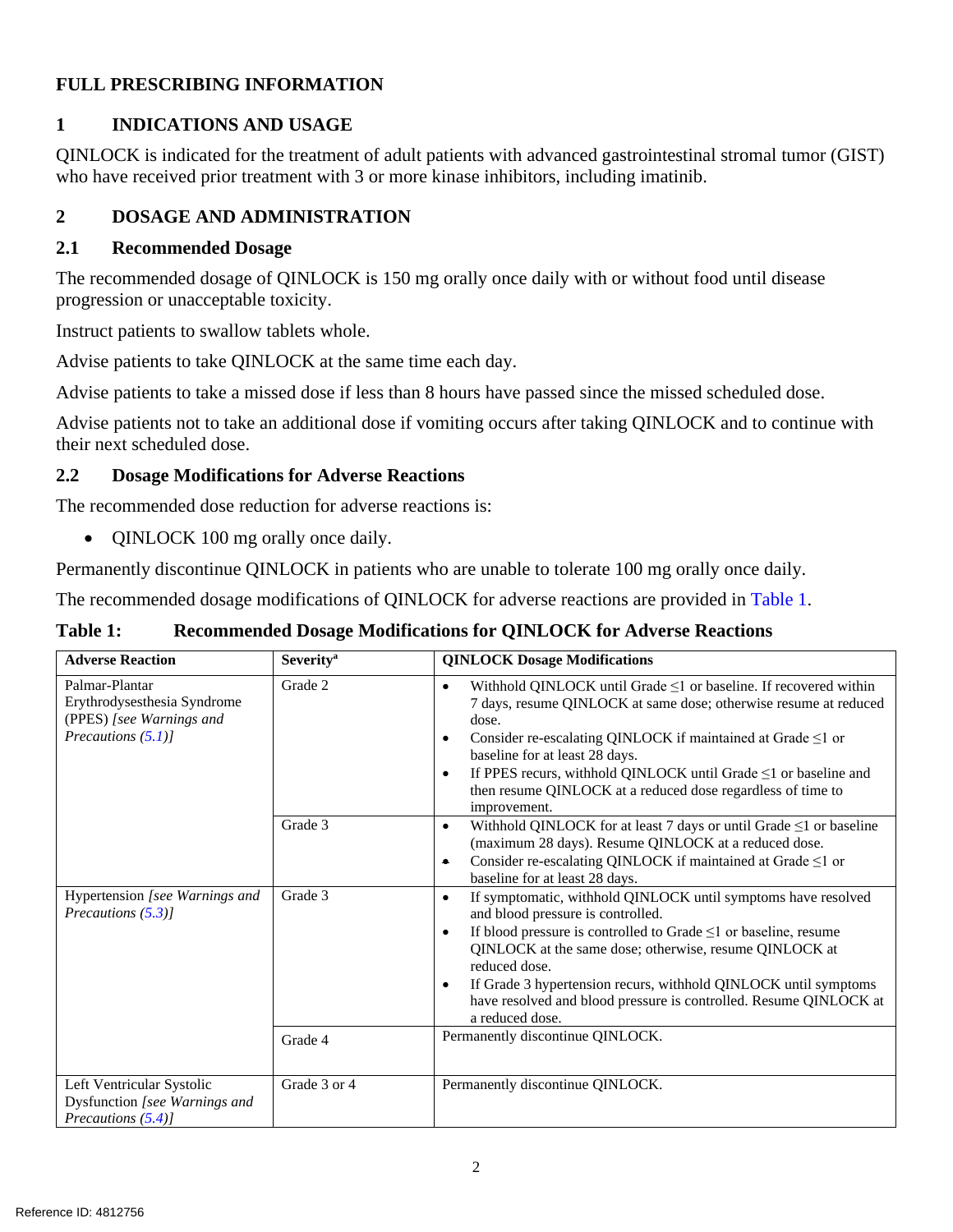# FULL PRESCRIBING INFORMATION

## 1 INDICATIONS AND USAGE

QINLOCK is indicated for the treatment of adult patients with advanced gastrointestinal stromal tumor (GIST) who have received prior treatment with 3 or more kinase inhibitors, including imatinib.

## 2 DOSAGE AND ADMINISTRATION

### 2.1 Recommended Dosage

The recommended dosage of QINLOCK is 150 mg orally once daily with or without food until disease progression or unacceptable toxicity.

Instruct patients to swallow tablets whole.

Advise patients to take QINLOCK at the same time each day.

Advise patients to take a missed dose if less than 8 hours have passed since the missed scheduled dose.

Advise patients not to take an additional dose if vomiting occurs after taking QINLOCK and to continue with their next scheduled dose.

### 2.2 Dosage Modifications for Adverse Reactions

The recommended dose reduction for adverse reactions is:

- QINLOCK 100 mg orally once daily.

Permanently discontinue QINLOCK in patients who are unable to tolerate 100 mg orally once daily.

The recommended dosage modifications of QINLOCK for adverse reactions are provided in Table 1.

**Table 1: Recommended Dosage Modifications for QINLOCK for Adverse Reactions**

| Adverse Reaction | Severity[a] | QINLOCK Dosage Modifications |
|---|---|---|
| Palmar-Plantar Erythrodysesthesia Syndrome (PPES) *[see Warnings and Precautions (5.1)]* | Grade 2 | • Withhold QINLOCK until Grade ≤1 or baseline. If recovered within 7 days, resume QINLOCK at same dose; otherwise resume at reduced dose.<br>• Consider re-escalating QINLOCK if maintained at Grade ≤1 or baseline for at least 28 days.<br>• If PPES recurs, withhold QINLOCK until Grade ≤1 or baseline and then resume QINLOCK at a reduced dose regardless of time to improvement. |
| | Grade 3 | • Withhold QINLOCK for at least 7 days or until Grade ≤1 or baseline (maximum 28 days). Resume QINLOCK at a reduced dose.<br>• Consider re-escalating QINLOCK if maintained at Grade ≤1 or baseline for at least 28 days. |
| Hypertension *[see Warnings and Precautions (5.3)]* | Grade 3 | • If symptomatic, withhold QINLOCK until symptoms have resolved and blood pressure is controlled.<br>• If blood pressure is controlled to Grade ≤1 or baseline, resume QINLOCK at the same dose; otherwise, resume QINLOCK at reduced dose.<br>• If Grade 3 hypertension recurs, withhold QINLOCK until symptoms have resolved and blood pressure is controlled. Resume QINLOCK at a reduced dose. |
| | Grade 4 | Permanently discontinue QINLOCK. |
| Left Ventricular Systolic Dysfunction *[see Warnings and Precautions (5.4)]* | Grade 3 or 4 | Permanently discontinue QINLOCK. |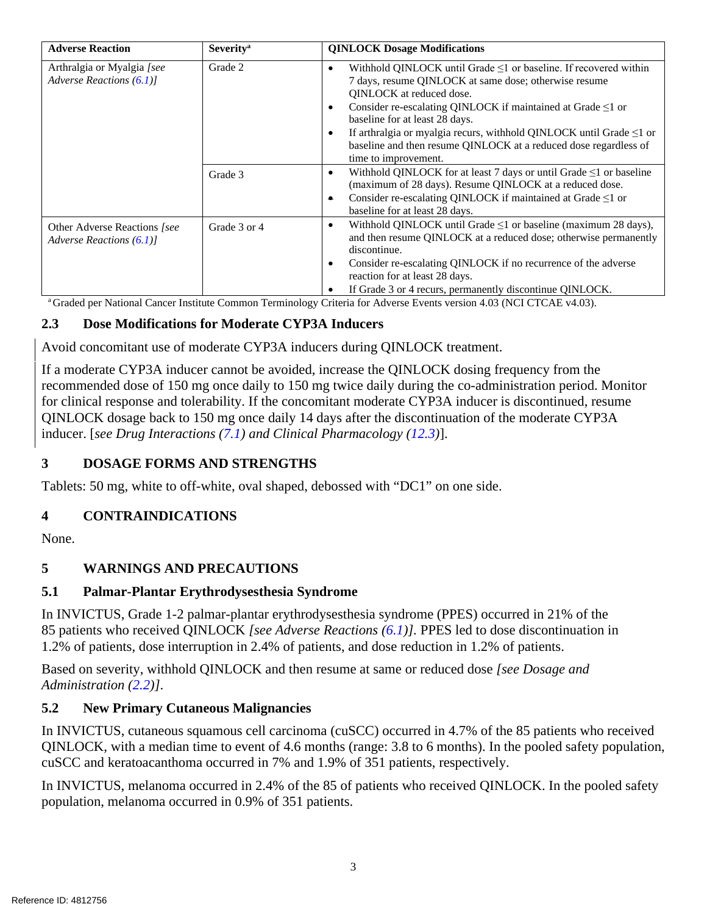| Adverse Reaction | Severity[a] | QINLOCK Dosage Modifications |
|---|---|---|
| Arthralgia or Myalgia *[see Adverse Reactions (6.1)]* | Grade 2 | • Withhold QINLOCK until Grade ≤1 or baseline. If recovered within 7 days, resume QINLOCK at same dose; otherwise resume QINLOCK at reduced dose. • Consider re-escalating QINLOCK if maintained at Grade ≤1 or baseline for at least 28 days. • If arthralgia or myalgia recurs, withhold QINLOCK until Grade ≤1 or baseline and then resume QINLOCK at a reduced dose regardless of time to improvement. |
| | Grade 3 | • Withhold QINLOCK for at least 7 days or until Grade ≤1 or baseline (maximum of 28 days). Resume QINLOCK at a reduced dose. • Consider re-escalating QINLOCK if maintained at Grade ≤1 or baseline for at least 28 days. |
| Other Adverse Reactions *[see Adverse Reactions (6.1)]* | Grade 3 or 4 | • Withhold QINLOCK until Grade ≤1 or baseline (maximum 28 days), and then resume QINLOCK at a reduced dose; otherwise permanently discontinue. • Consider re-escalating QINLOCK if no recurrence of the adverse reaction for at least 28 days. • If Grade 3 or 4 recurs, permanently discontinue QINLOCK. |

[a] Graded per National Cancer Institute Common Terminology Criteria for Adverse Events version 4.03 (NCI CTCAE v4.03).

### 2.3 Dose Modifications for Moderate CYP3A Inducers

Avoid concomitant use of moderate CYP3A inducers during QINLOCK treatment.

If a moderate CYP3A inducer cannot be avoided, increase the QINLOCK dosing frequency from the recommended dose of 150 mg once daily to 150 mg twice daily during the co-administration period. Monitor for clinical response and tolerability. If the concomitant moderate CYP3A inducer is discontinued, resume QINLOCK dosage back to 150 mg once daily 14 days after the discontinuation of the moderate CYP3A inducer. [*see Drug Interactions (7.1) and Clinical Pharmacology (12.3)*].

## 3 DOSAGE FORMS AND STRENGTHS

Tablets: 50 mg, white to off-white, oval shaped, debossed with "DC1" on one side.

## 4 CONTRAINDICATIONS

None.

## 5 WARNINGS AND PRECAUTIONS

### 5.1 Palmar-Plantar Erythrodysesthesia Syndrome

In INVICTUS, Grade 1-2 palmar-plantar erythrodysesthesia syndrome (PPES) occurred in 21% of the 85 patients who received QINLOCK *[see Adverse Reactions (6.1)]*. PPES led to dose discontinuation in 1.2% of patients, dose interruption in 2.4% of patients, and dose reduction in 1.2% of patients.

Based on severity, withhold QINLOCK and then resume at same or reduced dose *[see Dosage and Administration (2.2)]*.

### 5.2 New Primary Cutaneous Malignancies

In INVICTUS, cutaneous squamous cell carcinoma (cuSCC) occurred in 4.7% of the 85 patients who received QINLOCK, with a median time to event of 4.6 months (range: 3.8 to 6 months). In the pooled safety population, cuSCC and keratoacanthoma occurred in 7% and 1.9% of 351 patients, respectively.

In INVICTUS, melanoma occurred in 2.4% of the 85 of patients who received QINLOCK. In the pooled safety population, melanoma occurred in 0.9% of 351 patients.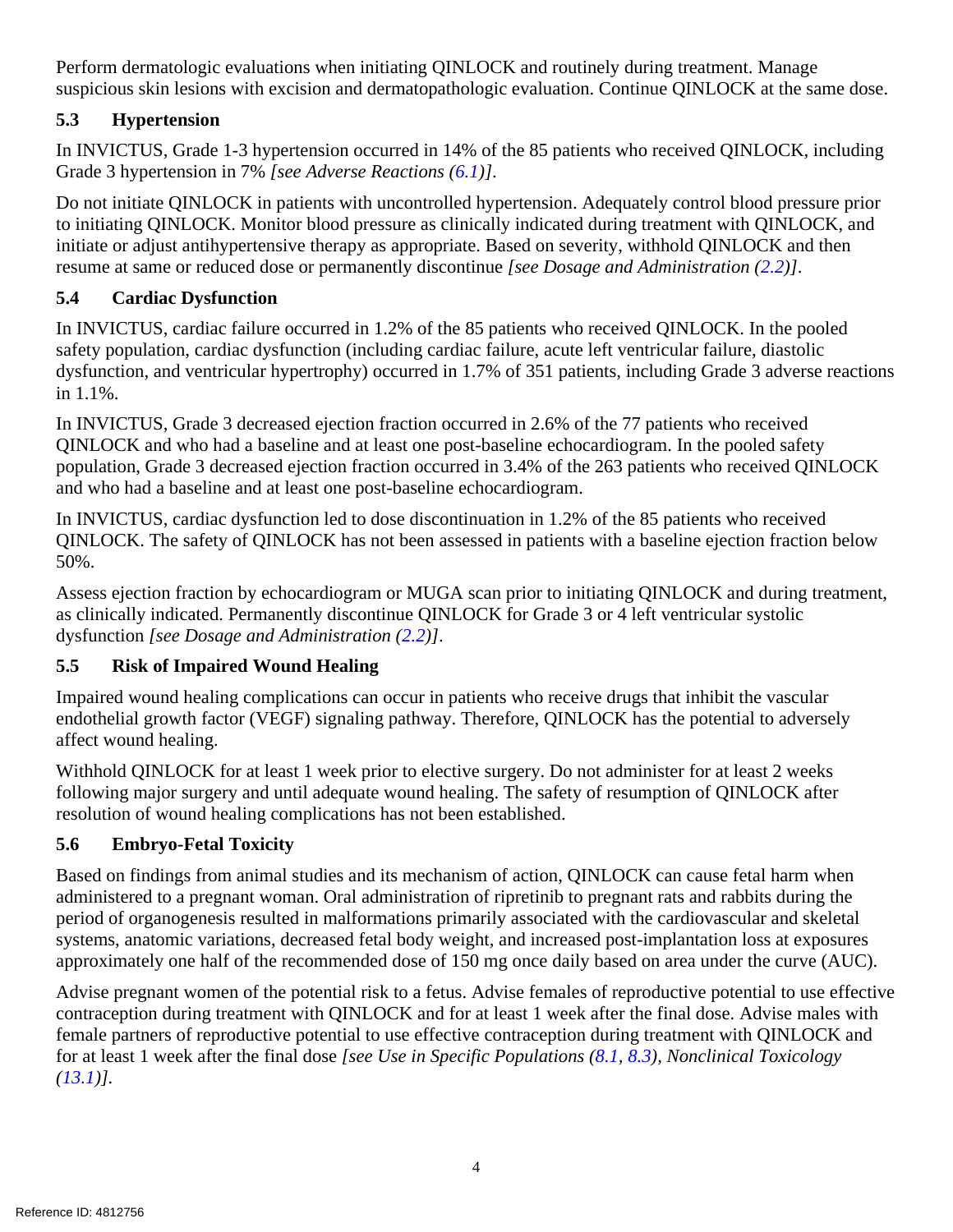Perform dermatologic evaluations when initiating QINLOCK and routinely during treatment. Manage suspicious skin lesions with excision and dermatopathologic evaluation. Continue QINLOCK at the same dose.

### 5.3 Hypertension

In INVICTUS, Grade 1-3 hypertension occurred in 14% of the 85 patients who received QINLOCK, including Grade 3 hypertension in 7% *[see Adverse Reactions (6.1)]*.

Do not initiate QINLOCK in patients with uncontrolled hypertension. Adequately control blood pressure prior to initiating QINLOCK. Monitor blood pressure as clinically indicated during treatment with QINLOCK, and initiate or adjust antihypertensive therapy as appropriate. Based on severity, withhold QINLOCK and then resume at same or reduced dose or permanently discontinue *[see Dosage and Administration (2.2)]*.

### 5.4 Cardiac Dysfunction

In INVICTUS, cardiac failure occurred in 1.2% of the 85 patients who received QINLOCK. In the pooled safety population, cardiac dysfunction (including cardiac failure, acute left ventricular failure, diastolic dysfunction, and ventricular hypertrophy) occurred in 1.7% of 351 patients, including Grade 3 adverse reactions in 1.1%.

In INVICTUS, Grade 3 decreased ejection fraction occurred in 2.6% of the 77 patients who received QINLOCK and who had a baseline and at least one post-baseline echocardiogram. In the pooled safety population, Grade 3 decreased ejection fraction occurred in 3.4% of the 263 patients who received QINLOCK and who had a baseline and at least one post-baseline echocardiogram.

In INVICTUS, cardiac dysfunction led to dose discontinuation in 1.2% of the 85 patients who received QINLOCK. The safety of QINLOCK has not been assessed in patients with a baseline ejection fraction below 50%.

Assess ejection fraction by echocardiogram or MUGA scan prior to initiating QINLOCK and during treatment, as clinically indicated. Permanently discontinue QINLOCK for Grade 3 or 4 left ventricular systolic dysfunction *[see Dosage and Administration (2.2)]*.

### 5.5 Risk of Impaired Wound Healing

Impaired wound healing complications can occur in patients who receive drugs that inhibit the vascular endothelial growth factor (VEGF) signaling pathway. Therefore, QINLOCK has the potential to adversely affect wound healing.

Withhold QINLOCK for at least 1 week prior to elective surgery. Do not administer for at least 2 weeks following major surgery and until adequate wound healing. The safety of resumption of QINLOCK after resolution of wound healing complications has not been established.

### 5.6 Embryo-Fetal Toxicity

Based on findings from animal studies and its mechanism of action, QINLOCK can cause fetal harm when administered to a pregnant woman. Oral administration of ripretinib to pregnant rats and rabbits during the period of organogenesis resulted in malformations primarily associated with the cardiovascular and skeletal systems, anatomic variations, decreased fetal body weight, and increased post-implantation loss at exposures approximately one half of the recommended dose of 150 mg once daily based on area under the curve (AUC).

Advise pregnant women of the potential risk to a fetus. Advise females of reproductive potential to use effective contraception during treatment with QINLOCK and for at least 1 week after the final dose. Advise males with female partners of reproductive potential to use effective contraception during treatment with QINLOCK and for at least 1 week after the final dose *[see Use in Specific Populations (8.1, 8.3), Nonclinical Toxicology (13.1)]*.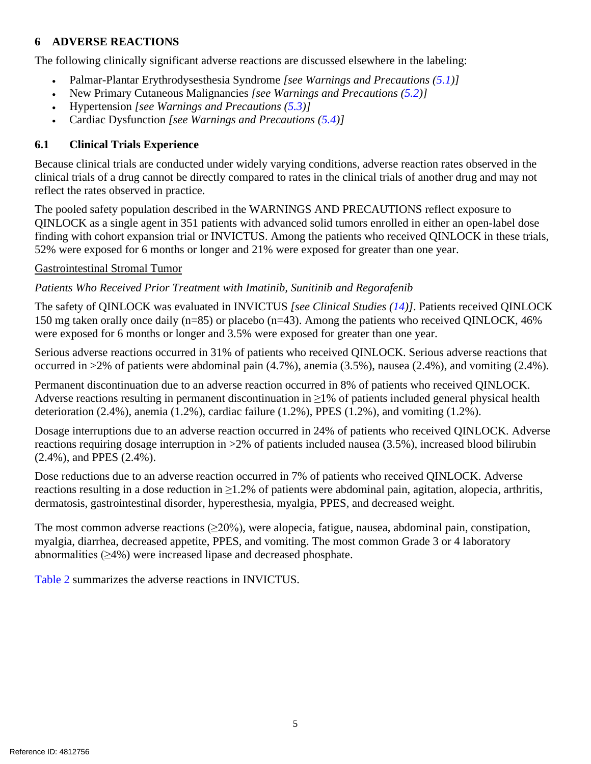## 6 ADVERSE REACTIONS

The following clinically significant adverse reactions are discussed elsewhere in the labeling:

- Palmar-Plantar Erythrodysesthesia Syndrome *[see Warnings and Precautions (5.1)]*
- New Primary Cutaneous Malignancies *[see Warnings and Precautions (5.2)]*
- Hypertension *[see Warnings and Precautions (5.3)]*
- Cardiac Dysfunction *[see Warnings and Precautions (5.4)]*

### 6.1 Clinical Trials Experience

Because clinical trials are conducted under widely varying conditions, adverse reaction rates observed in the clinical trials of a drug cannot be directly compared to rates in the clinical trials of another drug and may not reflect the rates observed in practice.

The pooled safety population described in the WARNINGS AND PRECAUTIONS reflect exposure to QINLOCK as a single agent in 351 patients with advanced solid tumors enrolled in either an open-label dose finding with cohort expansion trial or INVICTUS. Among the patients who received QINLOCK in these trials, 52% were exposed for 6 months or longer and 21% were exposed for greater than one year.

<u>Gastrointestinal Stromal Tumor</u>

*Patients Who Received Prior Treatment with Imatinib, Sunitinib and Regorafenib*

The safety of QINLOCK was evaluated in INVICTUS *[see Clinical Studies (14)]*. Patients received QINLOCK 150 mg taken orally once daily (n=85) or placebo (n=43). Among the patients who received QINLOCK, 46% were exposed for 6 months or longer and 3.5% were exposed for greater than one year.

Serious adverse reactions occurred in 31% of patients who received QINLOCK. Serious adverse reactions that occurred in >2% of patients were abdominal pain (4.7%), anemia (3.5%), nausea (2.4%), and vomiting (2.4%).

Permanent discontinuation due to an adverse reaction occurred in 8% of patients who received QINLOCK. Adverse reactions resulting in permanent discontinuation in ≥1% of patients included general physical health deterioration (2.4%), anemia (1.2%), cardiac failure (1.2%), PPES (1.2%), and vomiting (1.2%).

Dosage interruptions due to an adverse reaction occurred in 24% of patients who received QINLOCK. Adverse reactions requiring dosage interruption in >2% of patients included nausea (3.5%), increased blood bilirubin (2.4%), and PPES (2.4%).

Dose reductions due to an adverse reaction occurred in 7% of patients who received QINLOCK. Adverse reactions resulting in a dose reduction in ≥1.2% of patients were abdominal pain, agitation, alopecia, arthritis, dermatosis, gastrointestinal disorder, hyperesthesia, myalgia, PPES, and decreased weight.

The most common adverse reactions (≥20%), were alopecia, fatigue, nausea, abdominal pain, constipation, myalgia, diarrhea, decreased appetite, PPES, and vomiting. The most common Grade 3 or 4 laboratory abnormalities (≥4%) were increased lipase and decreased phosphate.

Table 2 summarizes the adverse reactions in INVICTUS.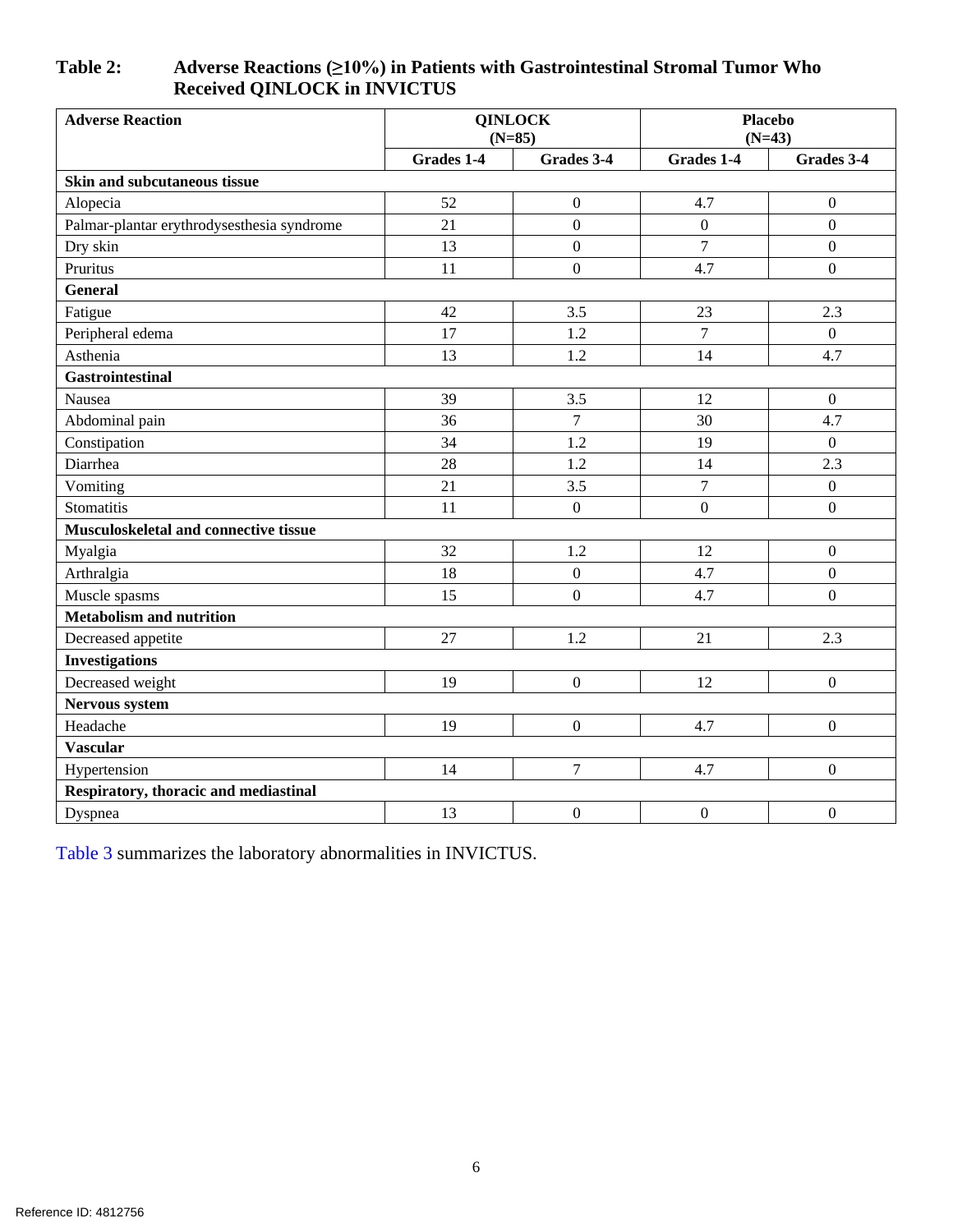**Table 2: Adverse Reactions (≥10%) in Patients with Gastrointestinal Stromal Tumor Who Received QINLOCK in INVICTUS**

| Adverse Reaction | QINLOCK (N=85) | | Placebo (N=43) | |
|---|---|---|---|---|
| | Grades 1-4 | Grades 3-4 | Grades 1-4 | Grades 3-4 |
| **Skin and subcutaneous tissue** | | | | |
| Alopecia | 52 | 0 | 4.7 | 0 |
| Palmar-plantar erythrodysesthesia syndrome | 21 | 0 | 0 | 0 |
| Dry skin | 13 | 0 | 7 | 0 |
| Pruritus | 11 | 0 | 4.7 | 0 |
| **General** | | | | |
| Fatigue | 42 | 3.5 | 23 | 2.3 |
| Peripheral edema | 17 | 1.2 | 7 | 0 |
| Asthenia | 13 | 1.2 | 14 | 4.7 |
| **Gastrointestinal** | | | | |
| Nausea | 39 | 3.5 | 12 | 0 |
| Abdominal pain | 36 | 7 | 30 | 4.7 |
| Constipation | 34 | 1.2 | 19 | 0 |
| Diarrhea | 28 | 1.2 | 14 | 2.3 |
| Vomiting | 21 | 3.5 | 7 | 0 |
| Stomatitis | 11 | 0 | 0 | 0 |
| **Musculoskeletal and connective tissue** | | | | |
| Myalgia | 32 | 1.2 | 12 | 0 |
| Arthralgia | 18 | 0 | 4.7 | 0 |
| Muscle spasms | 15 | 0 | 4.7 | 0 |
| **Metabolism and nutrition** | | | | |
| Decreased appetite | 27 | 1.2 | 21 | 2.3 |
| **Investigations** | | | | |
| Decreased weight | 19 | 0 | 12 | 0 |
| **Nervous system** | | | | |
| Headache | 19 | 0 | 4.7 | 0 |
| **Vascular** | | | | |
| Hypertension | 14 | 7 | 4.7 | 0 |
| **Respiratory, thoracic and mediastinal** | | | | |
| Dyspnea | 13 | 0 | 0 | 0 |

Table 3 summarizes the laboratory abnormalities in INVICTUS.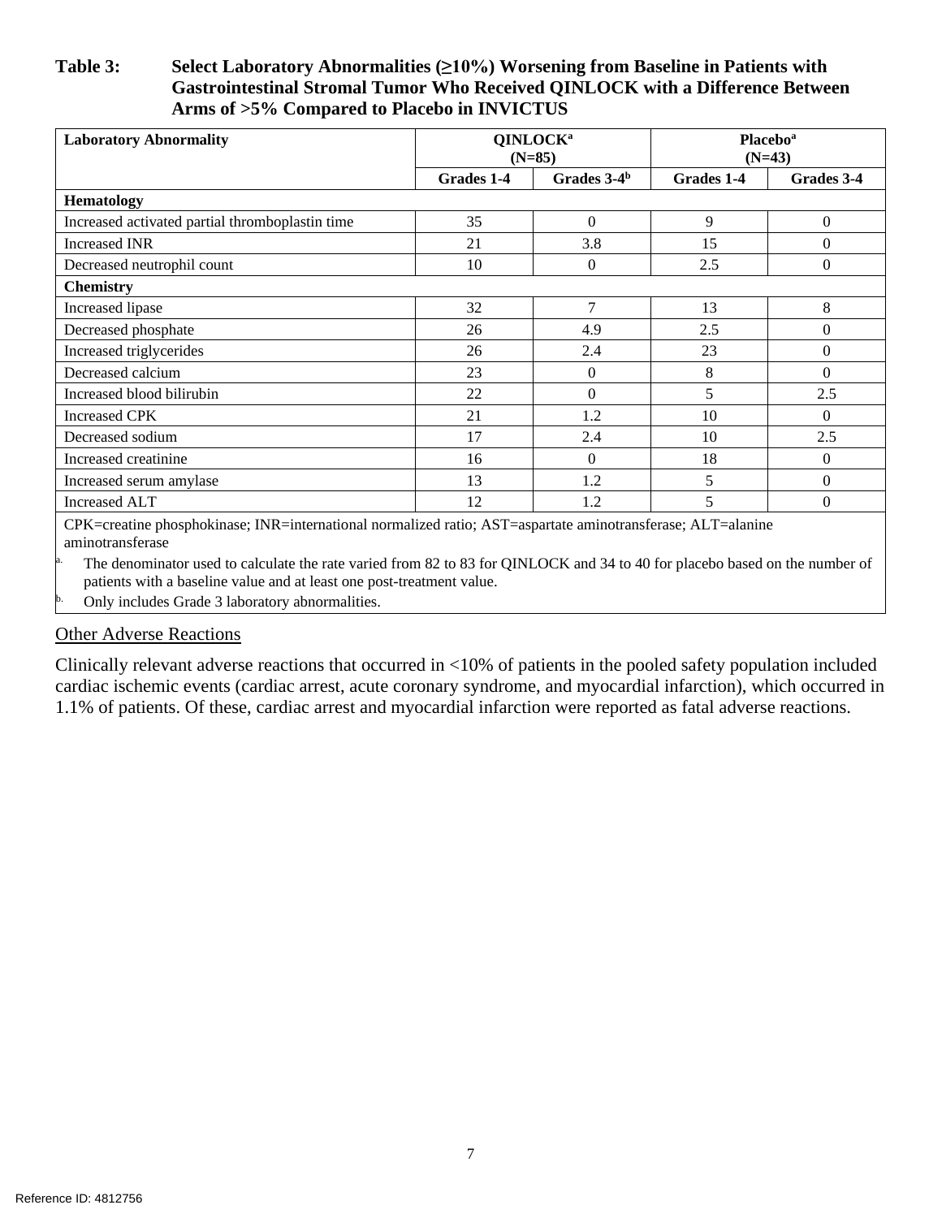**Table 3: Select Laboratory Abnormalities (≥10%) Worsening from Baseline in Patients with Gastrointestinal Stromal Tumor Who Received QINLOCK with a Difference Between Arms of >5% Compared to Placebo in INVICTUS**

| Laboratory Abnormality | QINLOCK[a] (N=85) | | Placebo[a] (N=43) | |
|---|---|---|---|---|
| | Grades 1-4 | Grades 3-4[b] | Grades 1-4 | Grades 3-4 |
| **Hematology** | | | | |
| Increased activated partial thromboplastin time | 35 | 0 | 9 | 0 |
| Increased INR | 21 | 3.8 | 15 | 0 |
| Decreased neutrophil count | 10 | 0 | 2.5 | 0 |
| **Chemistry** | | | | |
| Increased lipase | 32 | 7 | 13 | 8 |
| Decreased phosphate | 26 | 4.9 | 2.5 | 0 |
| Increased triglycerides | 26 | 2.4 | 23 | 0 |
| Decreased calcium | 23 | 0 | 8 | 0 |
| Increased blood bilirubin | 22 | 0 | 5 | 2.5 |
| Increased CPK | 21 | 1.2 | 10 | 0 |
| Decreased sodium | 17 | 2.4 | 10 | 2.5 |
| Increased creatinine | 16 | 0 | 18 | 0 |
| Increased serum amylase | 13 | 1.2 | 5 | 0 |
| Increased ALT | 12 | 1.2 | 5 | 0 |

CPK=creatine phosphokinase; INR=international normalized ratio; AST=aspartate aminotransferase; ALT=alanine aminotransferase

a. The denominator used to calculate the rate varied from 82 to 83 for QINLOCK and 34 to 40 for placebo based on the number of patients with a baseline value and at least one post-treatment value.

b. Only includes Grade 3 laboratory abnormalities.

Other Adverse Reactions

Clinically relevant adverse reactions that occurred in <10% of patients in the pooled safety population included cardiac ischemic events (cardiac arrest, acute coronary syndrome, and myocardial infarction), which occurred in 1.1% of patients. Of these, cardiac arrest and myocardial infarction were reported as fatal adverse reactions.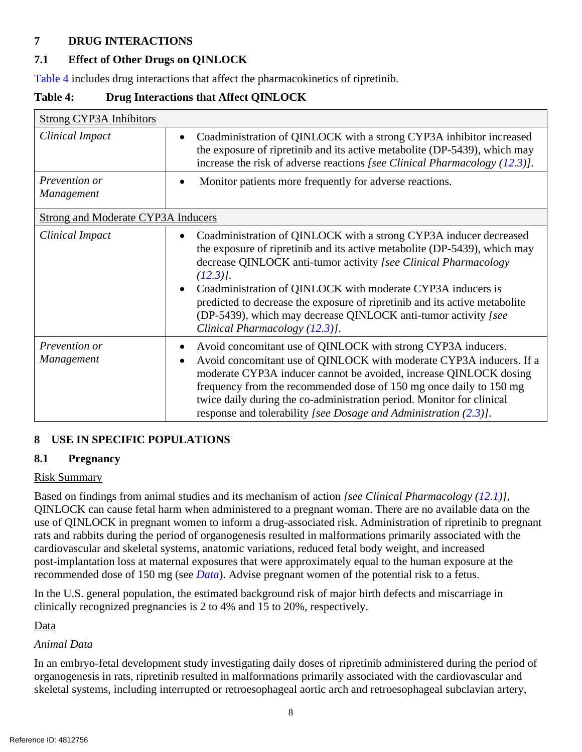## 7 DRUG INTERACTIONS

### 7.1 Effect of Other Drugs on QINLOCK

Table 4 includes drug interactions that affect the pharmacokinetics of ripretinib.

**Table 4: Drug Interactions that Affect QINLOCK**

| Strong CYP3A Inhibitors | |
|---|---|
| *Clinical Impact* | • Coadministration of QINLOCK with a strong CYP3A inhibitor increased the exposure of ripretinib and its active metabolite (DP-5439), which may increase the risk of adverse reactions *[see Clinical Pharmacology (12.3)]*. |
| *Prevention or Management* | • Monitor patients more frequently for adverse reactions. |
| Strong and Moderate CYP3A Inducers | |
| *Clinical Impact* | • Coadministration of QINLOCK with a strong CYP3A inducer decreased the exposure of ripretinib and its active metabolite (DP-5439), which may decrease QINLOCK anti-tumor activity *[see Clinical Pharmacology (12.3)]*. • Coadministration of QINLOCK with moderate CYP3A inducers is predicted to decrease the exposure of ripretinib and its active metabolite (DP-5439), which may decrease QINLOCK anti-tumor activity *[see Clinical Pharmacology (12.3)]*. |
| *Prevention or Management* | • Avoid concomitant use of QINLOCK with strong CYP3A inducers. • Avoid concomitant use of QINLOCK with moderate CYP3A inducers. If a moderate CYP3A inducer cannot be avoided, increase QINLOCK dosing frequency from the recommended dose of 150 mg once daily to 150 mg twice daily during the co-administration period. Monitor for clinical response and tolerability *[see Dosage and Administration (2.3)]*. |

## 8 USE IN SPECIFIC POPULATIONS

### 8.1 Pregnancy

Risk Summary

Based on findings from animal studies and its mechanism of action *[see Clinical Pharmacology (12.1)]*, QINLOCK can cause fetal harm when administered to a pregnant woman. There are no available data on the use of QINLOCK in pregnant women to inform a drug-associated risk. Administration of ripretinib to pregnant rats and rabbits during the period of organogenesis resulted in malformations primarily associated with the cardiovascular and skeletal systems, anatomic variations, reduced fetal body weight, and increased post-implantation loss at maternal exposures that were approximately equal to the human exposure at the recommended dose of 150 mg (see *Data*). Advise pregnant women of the potential risk to a fetus.

In the U.S. general population, the estimated background risk of major birth defects and miscarriage in clinically recognized pregnancies is 2 to 4% and 15 to 20%, respectively.

Data

*Animal Data*

In an embryo-fetal development study investigating daily doses of ripretinib administered during the period of organogenesis in rats, ripretinib resulted in malformations primarily associated with the cardiovascular and skeletal systems, including interrupted or retroesophageal aortic arch and retroesophageal subclavian artery,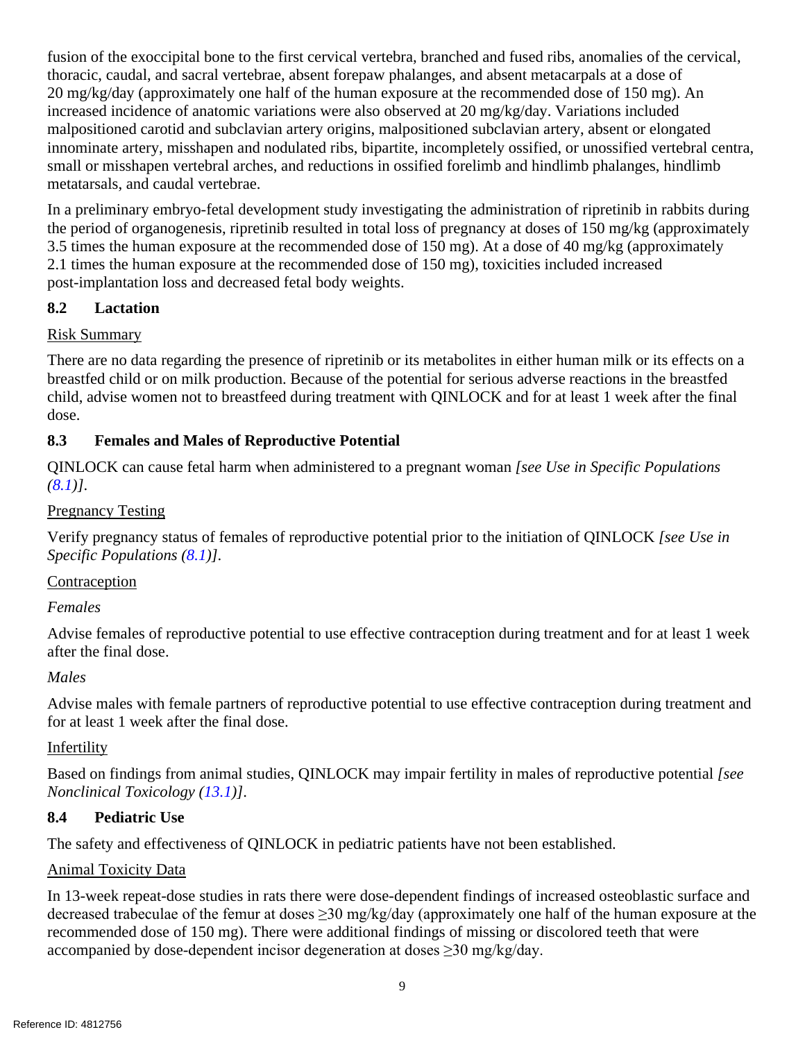fusion of the exoccipital bone to the first cervical vertebra, branched and fused ribs, anomalies of the cervical, thoracic, caudal, and sacral vertebrae, absent forepaw phalanges, and absent metacarpals at a dose of 20 mg/kg/day (approximately one half of the human exposure at the recommended dose of 150 mg). An increased incidence of anatomic variations were also observed at 20 mg/kg/day. Variations included malpositioned carotid and subclavian artery origins, malpositioned subclavian artery, absent or elongated innominate artery, misshapen and nodulated ribs, bipartite, incompletely ossified, or unossified vertebral centra, small or misshapen vertebral arches, and reductions in ossified forelimb and hindlimb phalanges, hindlimb metatarsals, and caudal vertebrae.

In a preliminary embryo-fetal development study investigating the administration of ripretinib in rabbits during the period of organogenesis, ripretinib resulted in total loss of pregnancy at doses of 150 mg/kg (approximately 3.5 times the human exposure at the recommended dose of 150 mg). At a dose of 40 mg/kg (approximately 2.1 times the human exposure at the recommended dose of 150 mg), toxicities included increased post-implantation loss and decreased fetal body weights.

## 8.2 Lactation

Risk Summary

There are no data regarding the presence of ripretinib or its metabolites in either human milk or its effects on a breastfed child or on milk production. Because of the potential for serious adverse reactions in the breastfed child, advise women not to breastfeed during treatment with QINLOCK and for at least 1 week after the final dose.

## 8.3 Females and Males of Reproductive Potential

QINLOCK can cause fetal harm when administered to a pregnant woman *[see Use in Specific Populations (8.1)]*.

Pregnancy Testing

Verify pregnancy status of females of reproductive potential prior to the initiation of QINLOCK *[see Use in Specific Populations (8.1)]*.

Contraception

*Females*

Advise females of reproductive potential to use effective contraception during treatment and for at least 1 week after the final dose.

*Males*

Advise males with female partners of reproductive potential to use effective contraception during treatment and for at least 1 week after the final dose.

Infertility

Based on findings from animal studies, QINLOCK may impair fertility in males of reproductive potential *[see Nonclinical Toxicology (13.1)]*.

## 8.4 Pediatric Use

The safety and effectiveness of QINLOCK in pediatric patients have not been established.

Animal Toxicity Data

In 13-week repeat-dose studies in rats there were dose-dependent findings of increased osteoblastic surface and decreased trabeculae of the femur at doses ≥30 mg/kg/day (approximately one half of the human exposure at the recommended dose of 150 mg). There were additional findings of missing or discolored teeth that were accompanied by dose-dependent incisor degeneration at doses ≥30 mg/kg/day.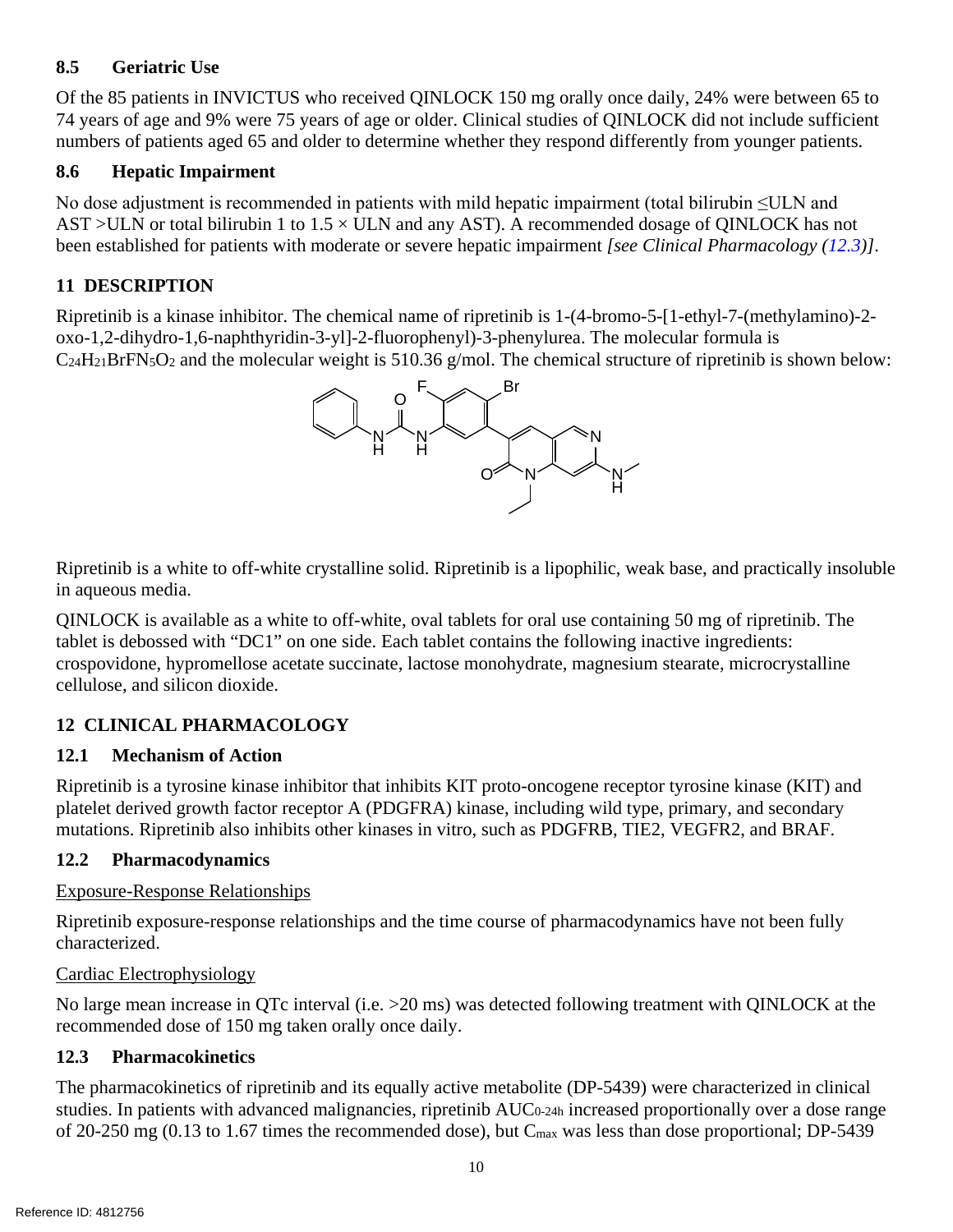### 8.5 Geriatric Use

Of the 85 patients in INVICTUS who received QINLOCK 150 mg orally once daily, 24% were between 65 to 74 years of age and 9% were 75 years of age or older. Clinical studies of QINLOCK did not include sufficient numbers of patients aged 65 and older to determine whether they respond differently from younger patients.

### 8.6 Hepatic Impairment

No dose adjustment is recommended in patients with mild hepatic impairment (total bilirubin ≤ULN and AST >ULN or total bilirubin 1 to 1.5 × ULN and any AST). A recommended dosage of QINLOCK has not been established for patients with moderate or severe hepatic impairment *[see Clinical Pharmacology (12.3)]*.

## 11 DESCRIPTION

Ripretinib is a kinase inhibitor. The chemical name of ripretinib is 1-(4-bromo-5-[1-ethyl-7-(methylamino)-2-oxo-1,2-dihydro-1,6-naphthyridin-3-yl]-2-fluorophenyl)-3-phenylurea. The molecular formula is $C_{24}H_{21}BrFN_5O_2$ and the molecular weight is 510.36 g/mol. The chemical structure of ripretinib is shown below:

Ripretinib is a white to off-white crystalline solid. Ripretinib is a lipophilic, weak base, and practically insoluble in aqueous media.

QINLOCK is available as a white to off-white, oval tablets for oral use containing 50 mg of ripretinib. The tablet is debossed with "DC1" on one side. Each tablet contains the following inactive ingredients: crospovidone, hypromellose acetate succinate, lactose monohydrate, magnesium stearate, microcrystalline cellulose, and silicon dioxide.

## 12 CLINICAL PHARMACOLOGY

### 12.1 Mechanism of Action

Ripretinib is a tyrosine kinase inhibitor that inhibits KIT proto-oncogene receptor tyrosine kinase (KIT) and platelet derived growth factor receptor A (PDGFRA) kinase, including wild type, primary, and secondary mutations. Ripretinib also inhibits other kinases in vitro, such as PDGFRB, TIE2, VEGFR2, and BRAF.

### 12.2 Pharmacodynamics

Exposure-Response Relationships

Ripretinib exposure-response relationships and the time course of pharmacodynamics have not been fully characterized.

Cardiac Electrophysiology

No large mean increase in QTc interval (i.e. >20 ms) was detected following treatment with QINLOCK at the recommended dose of 150 mg taken orally once daily.

### 12.3 Pharmacokinetics

The pharmacokinetics of ripretinib and its equally active metabolite (DP-5439) were characterized in clinical studies. In patients with advanced malignancies, ripretinib $AUC_{0-24h}$ increased proportionally over a dose range of 20-250 mg (0.13 to 1.67 times the recommended dose), but $C_{max}$ was less than dose proportional; DP-5439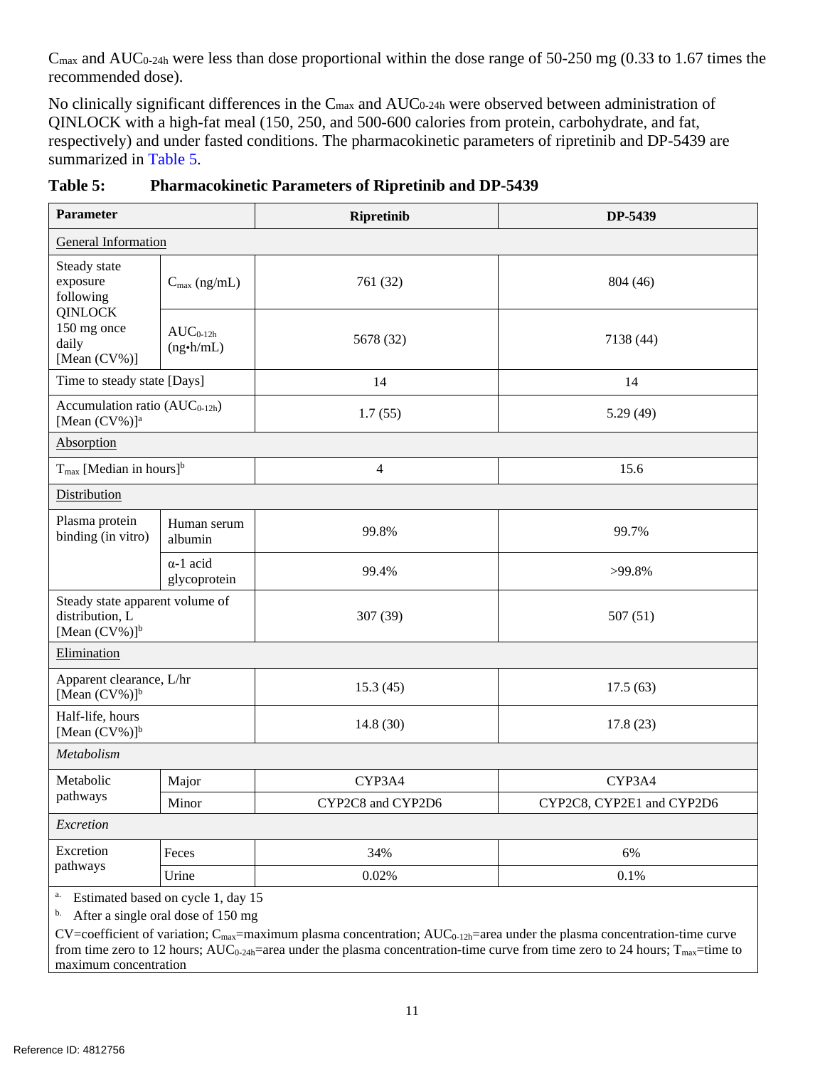$C_{max}$ and $AUC_{0\text{-}24h}$ were less than dose proportional within the dose range of 50-250 mg (0.33 to 1.67 times the recommended dose).

No clinically significant differences in the $C_{max}$ and $AUC_{0\text{-}24h}$ were observed between administration of QINLOCK with a high-fat meal (150, 250, and 500-600 calories from protein, carbohydrate, and fat, respectively) and under fasted conditions. The pharmacokinetic parameters of ripretinib and DP-5439 are summarized in Table 5.

**Table 5: Pharmacokinetic Parameters of Ripretinib and DP-5439**

| Parameter | | Ripretinib | DP-5439 |
|---|---|---|---|
| General Information | | | |
| Steady state exposure following QINLOCK 150 mg once daily [Mean (CV%)] | $C_{max}$ (ng/mL) | 761 (32) | 804 (46) |
| | $AUC_{0\text{-}12h}$ (ng•h/mL) | 5678 (32) | 7138 (44) |
| Time to steady state [Days] | | 14 | 14 |
| Accumulation ratio ($AUC_{0\text{-}12h}$) [Mean (CV%)][a] | | 1.7 (55) | 5.29 (49) |
| Absorption | | | |
| $T_{max}$ [Median in hours][b] | | 4 | 15.6 |
| Distribution | | | |
| Plasma protein binding (in vitro) | Human serum albumin | 99.8% | 99.7% |
| | α-1 acid glycoprotein | 99.4% | >99.8% |
| Steady state apparent volume of distribution, L [Mean (CV%)][b] | | 307 (39) | 507 (51) |
| Elimination | | | |
| Apparent clearance, L/hr [Mean (CV%)][b] | | 15.3 (45) | 17.5 (63) |
| Half-life, hours [Mean (CV%)][b] | | 14.8 (30) | 17.8 (23) |
| *Metabolism* | | | |
| Metabolic pathways | Major | CYP3A4 | CYP3A4 |
| | Minor | CYP2C8 and CYP2D6 | CYP2C8, CYP2E1 and CYP2D6 |
| *Excretion* | | | |
| Excretion pathways | Feces | 34% | 6% |
| | Urine | 0.02% | 0.1% |

[a] Estimated based on cycle 1, day 15

[b] After a single oral dose of 150 mg

CV=coefficient of variation; $C_{max}$=maximum plasma concentration; $AUC_{0\text{-}12h}$=area under the plasma concentration-time curve from time zero to 12 hours; $AUC_{0\text{-}24h}$=area under the plasma concentration-time curve from time zero to 24 hours; $T_{max}$=time to maximum concentration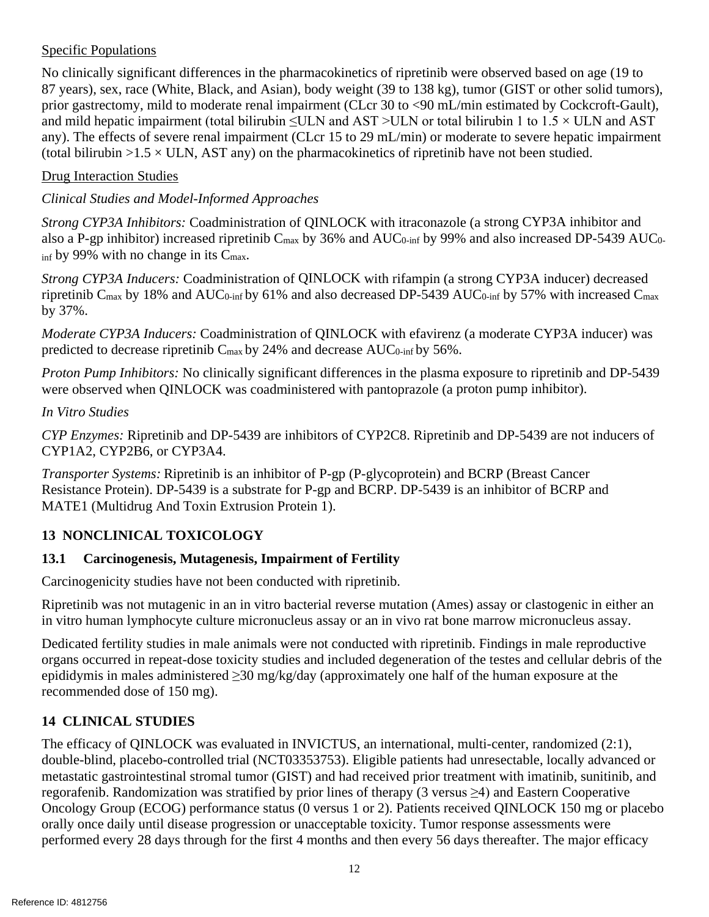Specific Populations

No clinically significant differences in the pharmacokinetics of ripretinib were observed based on age (19 to 87 years), sex, race (White, Black, and Asian), body weight (39 to 138 kg), tumor (GIST or other solid tumors), prior gastrectomy, mild to moderate renal impairment (CLcr 30 to <90 mL/min estimated by Cockcroft-Gault), and mild hepatic impairment (total bilirubin ≤ULN and AST >ULN or total bilirubin 1 to 1.5 × ULN and AST any). The effects of severe renal impairment (CLcr 15 to 29 mL/min) or moderate to severe hepatic impairment (total bilirubin >1.5 × ULN, AST any) on the pharmacokinetics of ripretinib have not been studied.

Drug Interaction Studies

*Clinical Studies and Model-Informed Approaches*

*Strong CYP3A Inhibitors:* Coadministration of QINLOCK with itraconazole (a strong CYP3A inhibitor and also a P-gp inhibitor) increased ripretinib $C_{max}$ by 36% and $AUC_{0-inf}$ by 99% and also increased DP-5439 $AUC_{0-inf}$ by 99% with no change in its $C_{max}$.

*Strong CYP3A Inducers:* Coadministration of QINLOCK with rifampin (a strong CYP3A inducer) decreased ripretinib $C_{max}$ by 18% and $AUC_{0-inf}$ by 61% and also decreased DP-5439 $AUC_{0-inf}$ by 57% with increased $C_{max}$ by 37%.

*Moderate CYP3A Inducers:* Coadministration of QINLOCK with efavirenz (a moderate CYP3A inducer) was predicted to decrease ripretinib $C_{max}$ by 24% and decrease $AUC_{0-inf}$ by 56%.

*Proton Pump Inhibitors:* No clinically significant differences in the plasma exposure to ripretinib and DP-5439 were observed when QINLOCK was coadministered with pantoprazole (a proton pump inhibitor).

*In Vitro Studies*

*CYP Enzymes:* Ripretinib and DP-5439 are inhibitors of CYP2C8. Ripretinib and DP-5439 are not inducers of CYP1A2, CYP2B6, or CYP3A4.

*Transporter Systems:* Ripretinib is an inhibitor of P-gp (P-glycoprotein) and BCRP (Breast Cancer Resistance Protein). DP-5439 is a substrate for P-gp and BCRP. DP-5439 is an inhibitor of BCRP and MATE1 (Multidrug And Toxin Extrusion Protein 1).

## 13 NONCLINICAL TOXICOLOGY

### 13.1 Carcinogenesis, Mutagenesis, Impairment of Fertility

Carcinogenicity studies have not been conducted with ripretinib.

Ripretinib was not mutagenic in an in vitro bacterial reverse mutation (Ames) assay or clastogenic in either an in vitro human lymphocyte culture micronucleus assay or an in vivo rat bone marrow micronucleus assay.

Dedicated fertility studies in male animals were not conducted with ripretinib. Findings in male reproductive organs occurred in repeat-dose toxicity studies and included degeneration of the testes and cellular debris of the epididymis in males administered ≥30 mg/kg/day (approximately one half of the human exposure at the recommended dose of 150 mg).

## 14 CLINICAL STUDIES

The efficacy of QINLOCK was evaluated in INVICTUS, an international, multi-center, randomized (2:1), double-blind, placebo-controlled trial (NCT03353753). Eligible patients had unresectable, locally advanced or metastatic gastrointestinal stromal tumor (GIST) and had received prior treatment with imatinib, sunitinib, and regorafenib. Randomization was stratified by prior lines of therapy (3 versus ≥4) and Eastern Cooperative Oncology Group (ECOG) performance status (0 versus 1 or 2). Patients received QINLOCK 150 mg or placebo orally once daily until disease progression or unacceptable toxicity. Tumor response assessments were performed every 28 days through for the first 4 months and then every 56 days thereafter. The major efficacy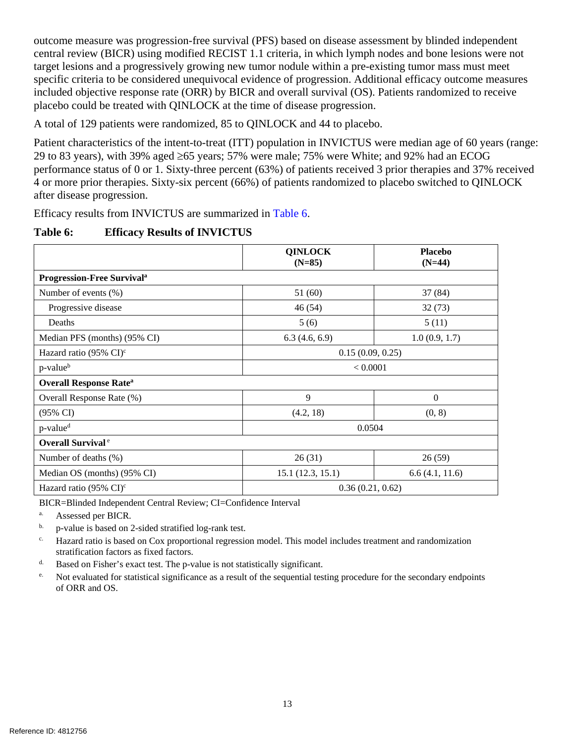outcome measure was progression-free survival (PFS) based on disease assessment by blinded independent central review (BICR) using modified RECIST 1.1 criteria, in which lymph nodes and bone lesions were not target lesions and a progressively growing new tumor nodule within a pre-existing tumor mass must meet specific criteria to be considered unequivocal evidence of progression. Additional efficacy outcome measures included objective response rate (ORR) by BICR and overall survival (OS). Patients randomized to receive placebo could be treated with QINLOCK at the time of disease progression.

A total of 129 patients were randomized, 85 to QINLOCK and 44 to placebo.

Patient characteristics of the intent-to-treat (ITT) population in INVICTUS were median age of 60 years (range: 29 to 83 years), with 39% aged ≥65 years; 57% were male; 75% were White; and 92% had an ECOG performance status of 0 or 1. Sixty-three percent (63%) of patients received 3 prior therapies and 37% received 4 or more prior therapies. Sixty-six percent (66%) of patients randomized to placebo switched to QINLOCK after disease progression.

Efficacy results from INVICTUS are summarized in Table 6.

**Table 6: Efficacy Results of INVICTUS**

| | QINLOCK (N=85) | Placebo (N=44) |
|---|---|---|
| **Progression-Free Survival[a]** | | |
| Number of events (%) | 51 (60) | 37 (84) |
| Progressive disease | 46 (54) | 32 (73) |
| Deaths | 5 (6) | 5 (11) |
| Median PFS (months) (95% CI) | 6.3 (4.6, 6.9) | 1.0 (0.9, 1.7) |
| Hazard ratio (95% CI)[c] | 0.15 (0.09, 0.25) | |
| p-value[b] | < 0.0001 | |
| **Overall Response Rate[a]** | | |
| Overall Response Rate (%) | 9 | 0 |
| (95% CI) | (4.2, 18) | (0, 8) |
| p-value[d] | 0.0504 | |
| **Overall Survival[e]** | | |
| Number of deaths (%) | 26 (31) | 26 (59) |
| Median OS (months) (95% CI) | 15.1 (12.3, 15.1) | 6.6 (4.1, 11.6) |
| Hazard ratio (95% CI)[c] | 0.36 (0.21, 0.62) | |

BICR=Blinded Independent Central Review; CI=Confidence Interval

a. Assessed per BICR.

b. p-value is based on 2-sided stratified log-rank test.

c. Hazard ratio is based on Cox proportional regression model. This model includes treatment and randomization stratification factors as fixed factors.

d. Based on Fisher's exact test. The p-value is not statistically significant.

e. Not evaluated for statistical significance as a result of the sequential testing procedure for the secondary endpoints of ORR and OS.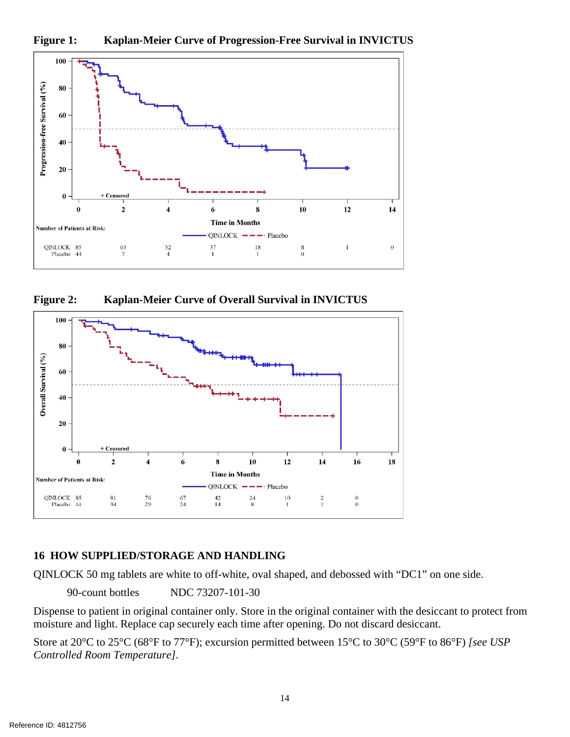**Figure 1: Kaplan-Meier Curve of Progression-Free Survival in INVICTUS**

Number of Patients at Risk:

| Time in Months | 0 | 2 | 4 | 6 | 8 | 10 | 12 | 14 |
|---|---|---|---|---|---|---|---|---|
| QINLOCK | 85 | 65 | 52 | 37 | 18 | 8 | 1 | 0 |
| Placebo | 44 | 7 | 4 | 1 | 1 | 0 | | |

**Figure 2: Kaplan-Meier Curve of Overall Survival in INVICTUS**

Number of Patients at Risk:

| Time in Months | 0 | 2 | 4 | 6 | 8 | 10 | 12 | 14 | 16 |
|---|---|---|---|---|---|---|---|---|---|
| QINLOCK | 85 | 81 | 76 | 67 | 42 | 24 | 10 | 2 | 0 |
| Placebo | 44 | 34 | 29 | 24 | 14 | 8 | 1 | 1 | 0 |

## 16 HOW SUPPLIED/STORAGE AND HANDLING

QINLOCK 50 mg tablets are white to off-white, oval shaped, and debossed with "DC1" on one side.

90-count bottles NDC 73207-101-30

Dispense to patient in original container only. Store in the original container with the desiccant to protect from moisture and light. Replace cap securely each time after opening. Do not discard desiccant.

Store at 20°C to 25°C (68°F to 77°F); excursion permitted between 15°C to 30°C (59°F to 86°F) *[see USP Controlled Room Temperature]*.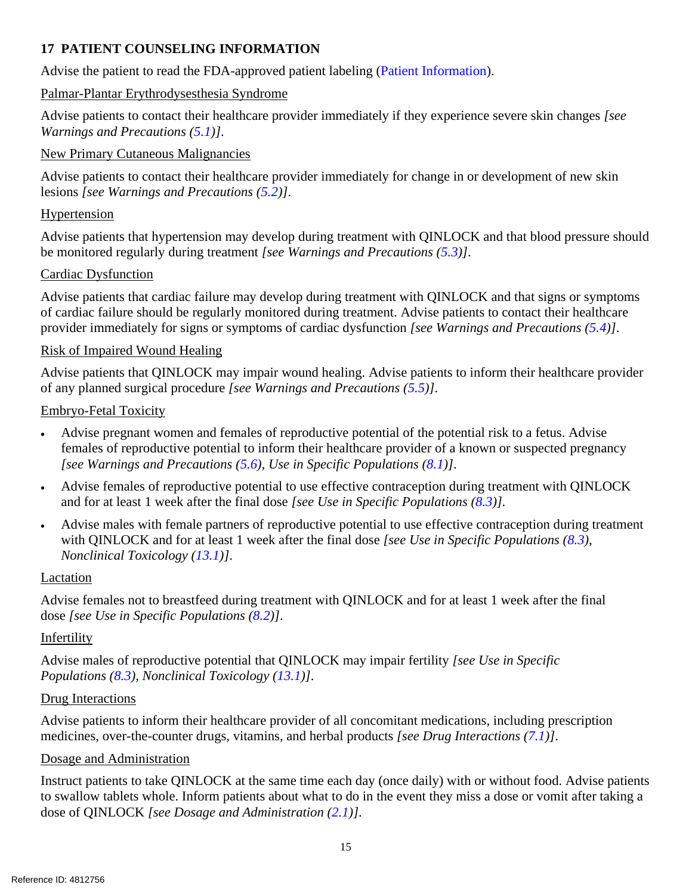## 17 PATIENT COUNSELING INFORMATION

Advise the patient to read the FDA-approved patient labeling (Patient Information).

Palmar-Plantar Erythrodysesthesia Syndrome

Advise patients to contact their healthcare provider immediately if they experience severe skin changes *[see Warnings and Precautions (5.1)]*.

New Primary Cutaneous Malignancies

Advise patients to contact their healthcare provider immediately for change in or development of new skin lesions *[see Warnings and Precautions (5.2)]*.

Hypertension

Advise patients that hypertension may develop during treatment with QINLOCK and that blood pressure should be monitored regularly during treatment *[see Warnings and Precautions (5.3)]*.

Cardiac Dysfunction

Advise patients that cardiac failure may develop during treatment with QINLOCK and that signs or symptoms of cardiac failure should be regularly monitored during treatment. Advise patients to contact their healthcare provider immediately for signs or symptoms of cardiac dysfunction *[see Warnings and Precautions (5.4)]*.

Risk of Impaired Wound Healing

Advise patients that QINLOCK may impair wound healing. Advise patients to inform their healthcare provider of any planned surgical procedure *[see Warnings and Precautions (5.5)]*.

Embryo-Fetal Toxicity

- Advise pregnant women and females of reproductive potential of the potential risk to a fetus. Advise females of reproductive potential to inform their healthcare provider of a known or suspected pregnancy *[see Warnings and Precautions (5.6), Use in Specific Populations (8.1)]*.
- Advise females of reproductive potential to use effective contraception during treatment with QINLOCK and for at least 1 week after the final dose *[see Use in Specific Populations (8.3)]*.
- Advise males with female partners of reproductive potential to use effective contraception during treatment with QINLOCK and for at least 1 week after the final dose *[see Use in Specific Populations (8.3), Nonclinical Toxicology (13.1)]*.

Lactation

Advise females not to breastfeed during treatment with QINLOCK and for at least 1 week after the final dose *[see Use in Specific Populations (8.2)]*.

Infertility

Advise males of reproductive potential that QINLOCK may impair fertility *[see Use in Specific Populations (8.3), Nonclinical Toxicology (13.1)]*.

Drug Interactions

Advise patients to inform their healthcare provider of all concomitant medications, including prescription medicines, over-the-counter drugs, vitamins, and herbal products *[see Drug Interactions (7.1)]*.

Dosage and Administration

Instruct patients to take QINLOCK at the same time each day (once daily) with or without food. Advise patients to swallow tablets whole. Inform patients about what to do in the event they miss a dose or vomit after taking a dose of QINLOCK *[see Dosage and Administration (2.1)]*.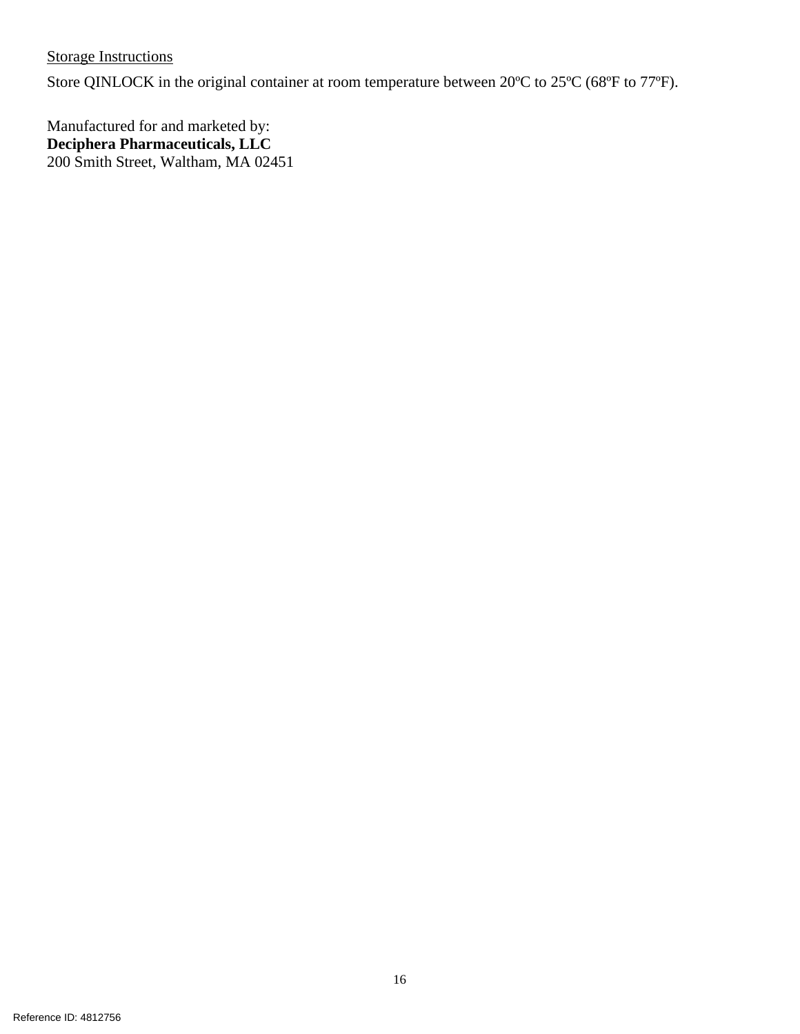<u>Storage Instructions</u>

Store QINLOCK in the original container at room temperature between 20ºC to 25ºC (68ºF to 77ºF).

Manufactured for and marketed by:
**Deciphera Pharmaceuticals, LLC**
200 Smith Street, Waltham, MA 02451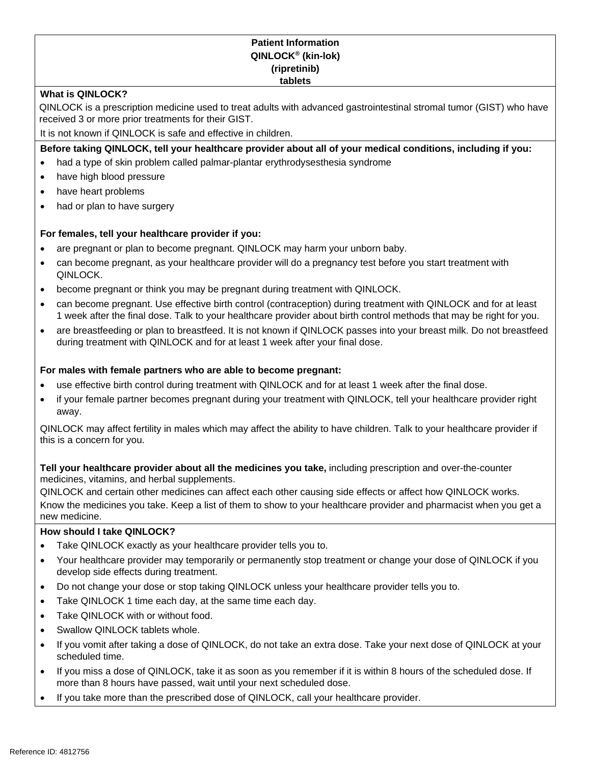**Patient Information**
**QINLOCK® (kin-lok)**
**(ripretinib)**
**tablets**

**What is QINLOCK?**

QINLOCK is a prescription medicine used to treat adults with advanced gastrointestinal stromal tumor (GIST) who have received 3 or more prior treatments for their GIST.

It is not known if QINLOCK is safe and effective in children.

**Before taking QINLOCK, tell your healthcare provider about all of your medical conditions, including if you:**

- had a type of skin problem called palmar-plantar erythrodysesthesia syndrome
- have high blood pressure
- have heart problems
- had or plan to have surgery

**For females, tell your healthcare provider if you:**

- are pregnant or plan to become pregnant. QINLOCK may harm your unborn baby.
- can become pregnant, as your healthcare provider will do a pregnancy test before you start treatment with QINLOCK.
- become pregnant or think you may be pregnant during treatment with QINLOCK.
- can become pregnant. Use effective birth control (contraception) during treatment with QINLOCK and for at least 1 week after the final dose. Talk to your healthcare provider about birth control methods that may be right for you.
- are breastfeeding or plan to breastfeed. It is not known if QINLOCK passes into your breast milk. Do not breastfeed during treatment with QINLOCK and for at least 1 week after your final dose.

**For males with female partners who are able to become pregnant:**

- use effective birth control during treatment with QINLOCK and for at least 1 week after the final dose.
- if your female partner becomes pregnant during your treatment with QINLOCK, tell your healthcare provider right away.

QINLOCK may affect fertility in males which may affect the ability to have children. Talk to your healthcare provider if this is a concern for you.

**Tell your healthcare provider about all the medicines you take,** including prescription and over-the-counter medicines, vitamins, and herbal supplements.

QINLOCK and certain other medicines can affect each other causing side effects or affect how QINLOCK works.

Know the medicines you take. Keep a list of them to show to your healthcare provider and pharmacist when you get a new medicine.

**How should I take QINLOCK?**

- Take QINLOCK exactly as your healthcare provider tells you to.
- Your healthcare provider may temporarily or permanently stop treatment or change your dose of QINLOCK if you develop side effects during treatment.
- Do not change your dose or stop taking QINLOCK unless your healthcare provider tells you to.
- Take QINLOCK 1 time each day, at the same time each day.
- Take QINLOCK with or without food.
- Swallow QINLOCK tablets whole.
- If you vomit after taking a dose of QINLOCK, do not take an extra dose. Take your next dose of QINLOCK at your scheduled time.
- If you miss a dose of QINLOCK, take it as soon as you remember if it is within 8 hours of the scheduled dose. If more than 8 hours have passed, wait until your next scheduled dose.
- If you take more than the prescribed dose of QINLOCK, call your healthcare provider.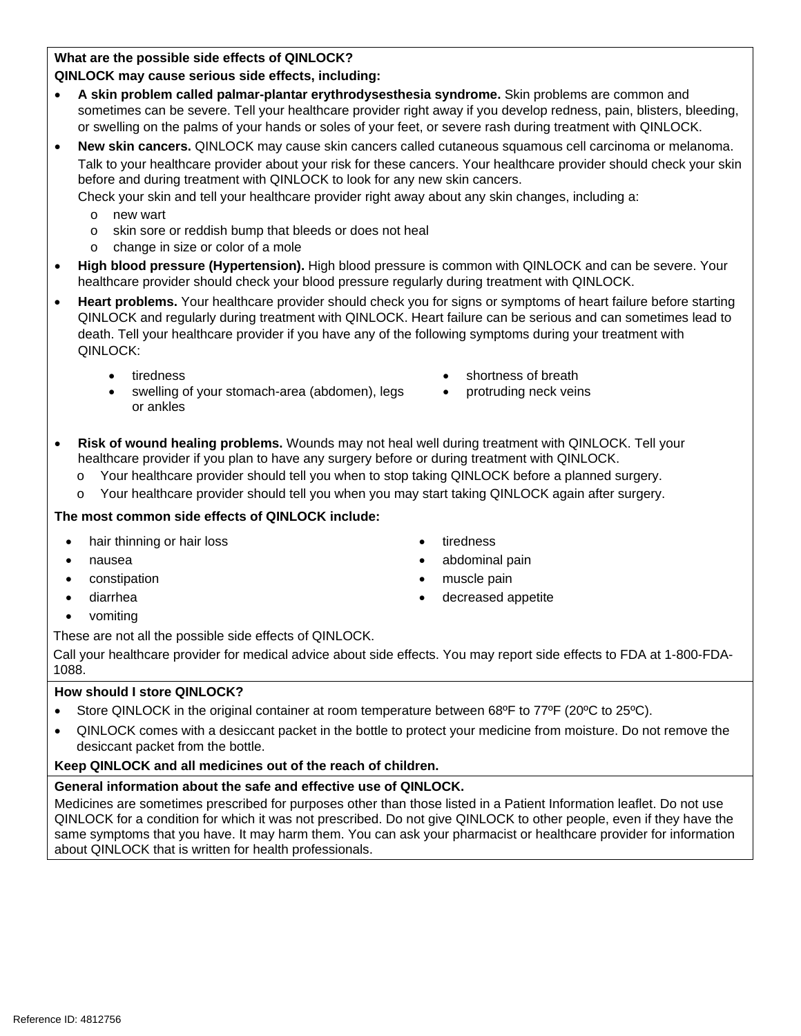**What are the possible side effects of QINLOCK?**

**QINLOCK may cause serious side effects, including:**

- **A skin problem called palmar-plantar erythrodysesthesia syndrome.** Skin problems are common and sometimes can be severe. Tell your healthcare provider right away if you develop redness, pain, blisters, bleeding, or swelling on the palms of your hands or soles of your feet, or severe rash during treatment with QINLOCK.
- **New skin cancers.** QINLOCK may cause skin cancers called cutaneous squamous cell carcinoma or melanoma. Talk to your healthcare provider about your risk for these cancers. Your healthcare provider should check your skin before and during treatment with QINLOCK to look for any new skin cancers.
  Check your skin and tell your healthcare provider right away about any skin changes, including a:
  - new wart
  - skin sore or reddish bump that bleeds or does not heal
  - change in size or color of a mole
- **High blood pressure (Hypertension).** High blood pressure is common with QINLOCK and can be severe. Your healthcare provider should check your blood pressure regularly during treatment with QINLOCK.
- **Heart problems.** Your healthcare provider should check you for signs or symptoms of heart failure before starting QINLOCK and regularly during treatment with QINLOCK. Heart failure can be serious and can sometimes lead to death. Tell your healthcare provider if you have any of the following symptoms during your treatment with QINLOCK:
  - tiredness
  - swelling of your stomach-area (abdomen), legs or ankles
  - shortness of breath
  - protruding neck veins
- **Risk of wound healing problems.** Wounds may not heal well during treatment with QINLOCK. Tell your healthcare provider if you plan to have any surgery before or during treatment with QINLOCK.
  - Your healthcare provider should tell you when to stop taking QINLOCK before a planned surgery.
  - Your healthcare provider should tell you when you may start taking QINLOCK again after surgery.

**The most common side effects of QINLOCK include:**

- hair thinning or hair loss
- nausea
- constipation
- diarrhea
- vomiting
- tiredness
- abdominal pain
- muscle pain
- decreased appetite

These are not all the possible side effects of QINLOCK.

Call your healthcare provider for medical advice about side effects. You may report side effects to FDA at 1-800-FDA-1088.

**How should I store QINLOCK?**

- Store QINLOCK in the original container at room temperature between 68ºF to 77ºF (20ºC to 25ºC).
- QINLOCK comes with a desiccant packet in the bottle to protect your medicine from moisture. Do not remove the desiccant packet from the bottle.

**Keep QINLOCK and all medicines out of the reach of children.**

**General information about the safe and effective use of QINLOCK.**

Medicines are sometimes prescribed for purposes other than those listed in a Patient Information leaflet. Do not use QINLOCK for a condition for which it was not prescribed. Do not give QINLOCK to other people, even if they have the same symptoms that you have. It may harm them. You can ask your pharmacist or healthcare provider for information about QINLOCK that is written for health professionals.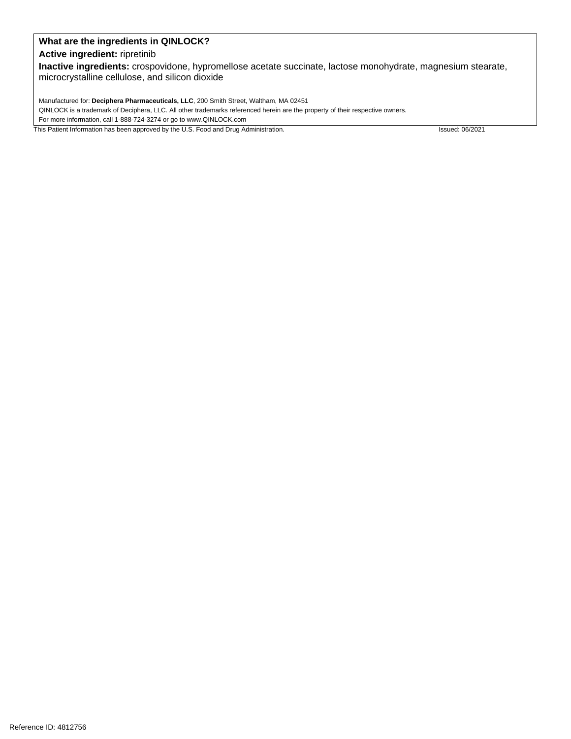**What are the ingredients in QINLOCK?**

**Active ingredient:** ripretinib

**Inactive ingredients:** crospovidone, hypromellose acetate succinate, lactose monohydrate, magnesium stearate, microcrystalline cellulose, and silicon dioxide

Manufactured for: **Deciphera Pharmaceuticals, LLC**, 200 Smith Street, Waltham, MA 02451

QINLOCK is a trademark of Deciphera, LLC. All other trademarks referenced herein are the property of their respective owners.

For more information, call 1-888-724-3274 or go to www.QINLOCK.com

This Patient Information has been approved by the U.S. Food and Drug Administration. Issued: 06/2021